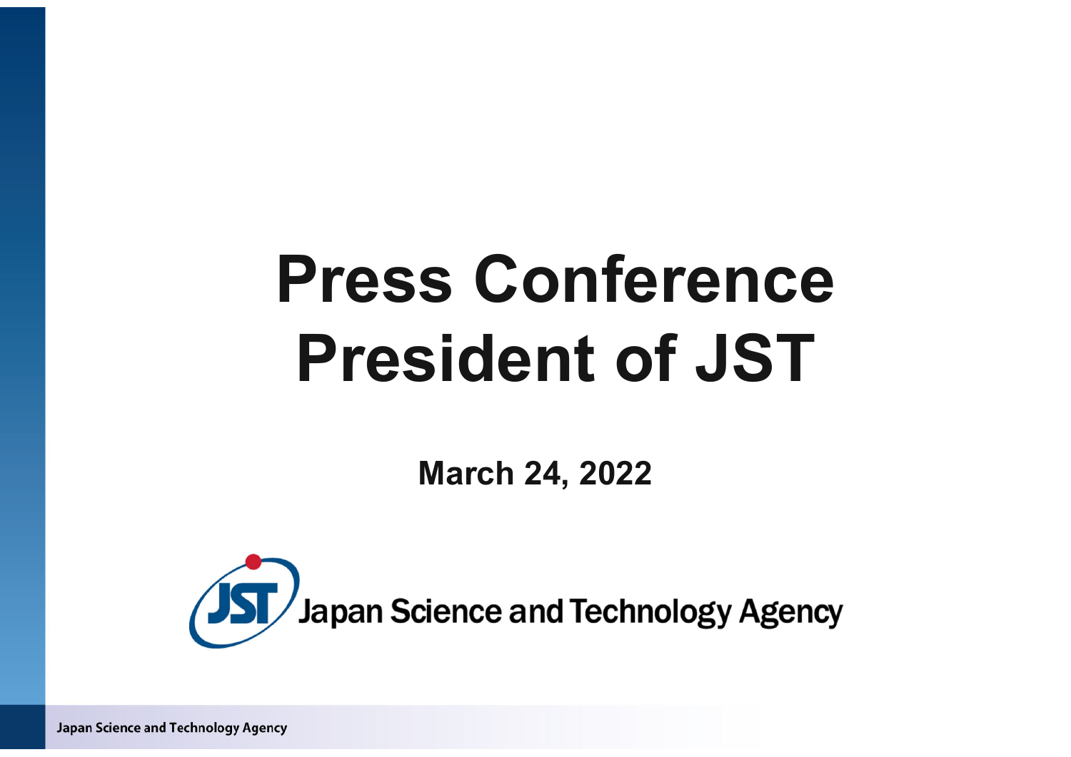# Press Conference President of JST

**March 24, 2022**

Japan Science and Technology Agency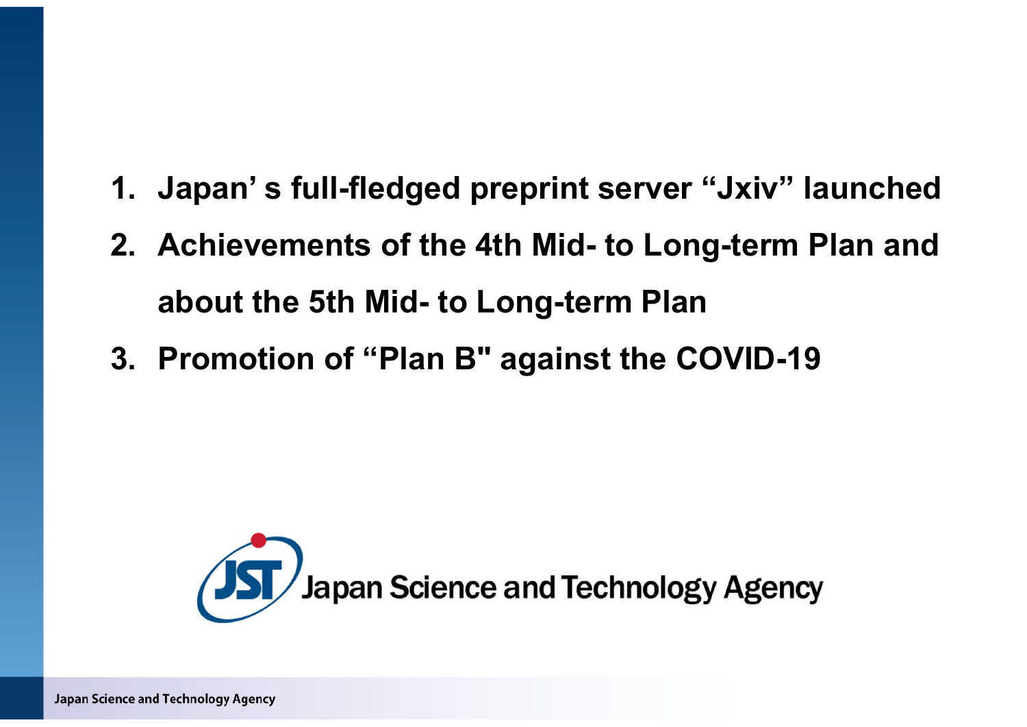1. **Japan' s full-fledged preprint server "Jxiv" launched**
2. **Achievements of the 4th Mid- to Long-term Plan and about the 5th Mid- to Long-term Plan**
3. **Promotion of "Plan B" against the COVID-19**

JST Japan Science and Technology Agency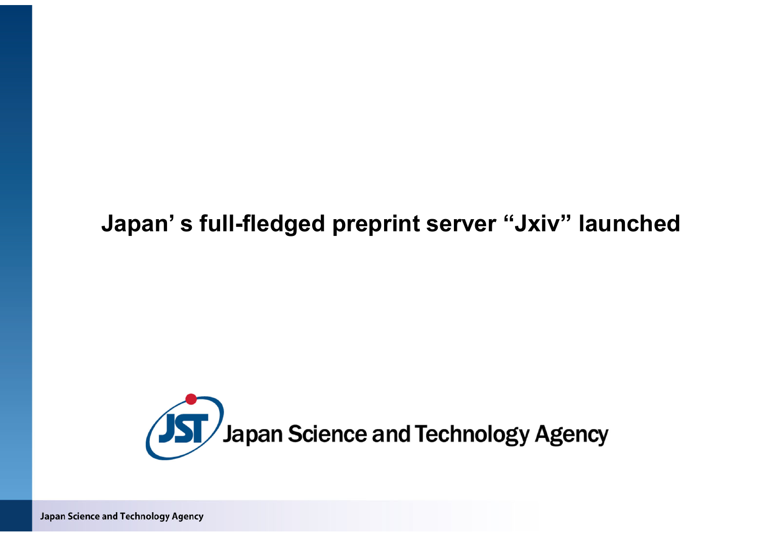# Japan’ s full-fledged preprint server “Jxiv” launched

Japan Science and Technology Agency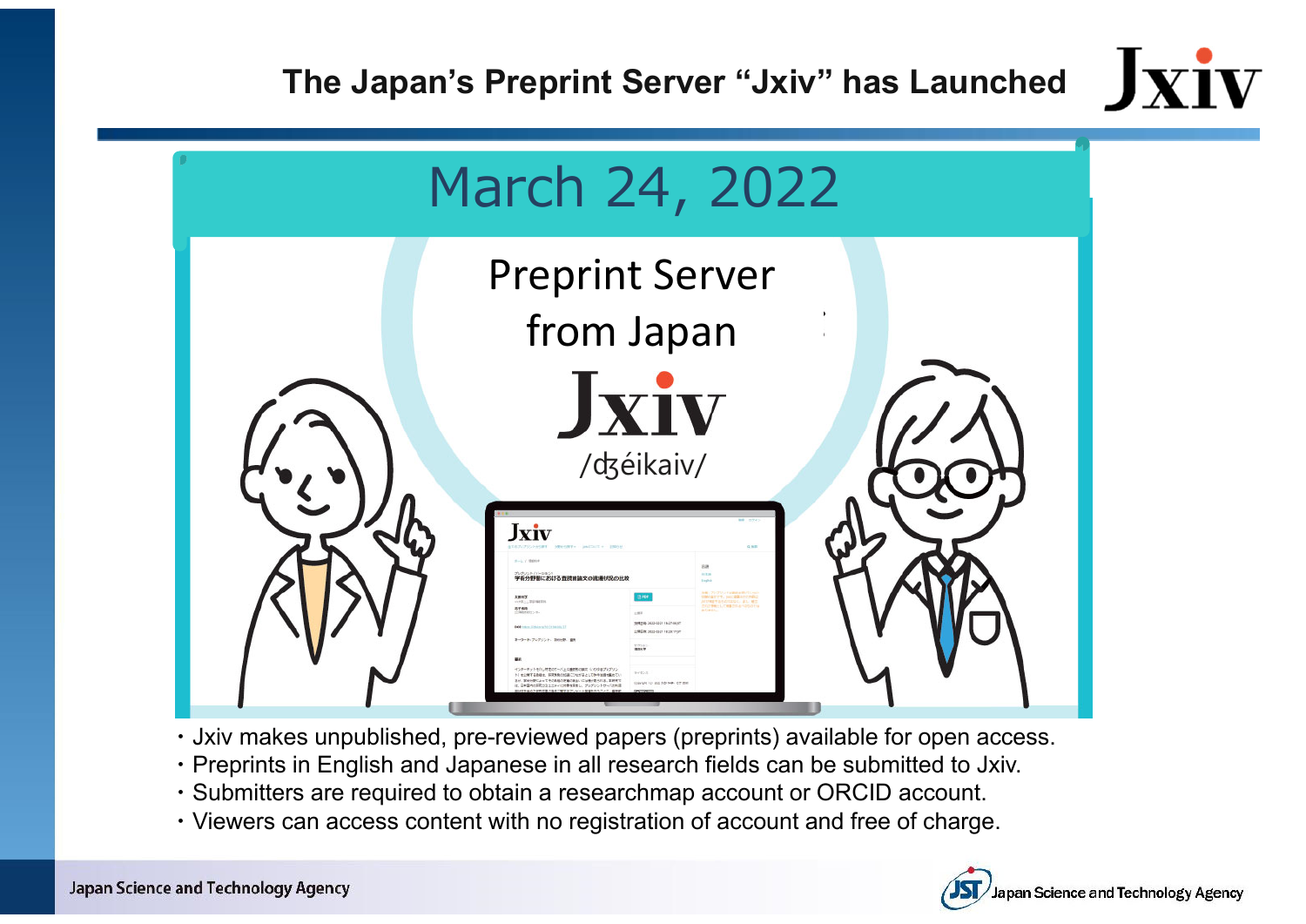# The Japan's Preprint Server "Jxiv" has Launched

## March 24, 2022

Preprint Server from Japan

Jxiv

/ʤéikaiv/

- Jxiv makes unpublished, pre-reviewed papers (preprints) available for open access.
- Preprints in English and Japanese in all research fields can be submitted to Jxiv.
- Submitters are required to obtain a researchmap account or ORCID account.
- Viewers can access content with no registration of account and free of charge.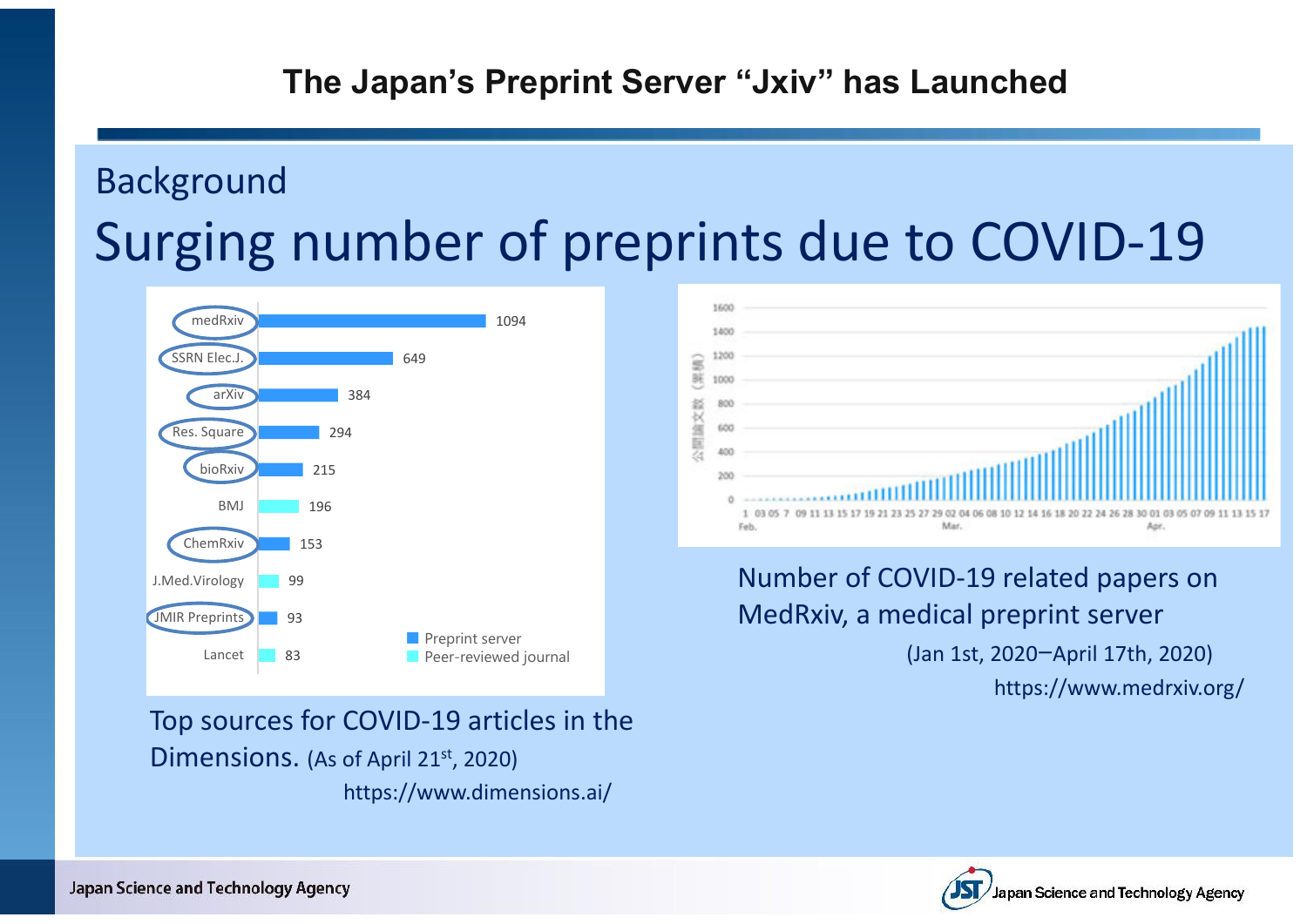# The Japan's Preprint Server "Jxiv" has Launched

## Background

## Surging number of preprints due to COVID-19

| Source | Count | Type |
|---|---|---|
| medRxiv | 1094 | Preprint server |
| SSRN Elec.J. | 649 | Preprint server |
| arXiv | 384 | Preprint server |
| Res. Square | 294 | Preprint server |
| bioRxiv | 215 | Preprint server |
| BMJ | 196 | Peer-reviewed journal |
| ChemRxiv | 153 | Preprint server |
| J.Med.Virology | 99 | Peer-reviewed journal |
| JMIR Preprints | 93 | Preprint server |
| Lancet | 83 | Peer-reviewed journal |

Top sources for COVID-19 articles in the Dimensions. (As of April 21st, 2020)
https://www.dimensions.ai/

Number of COVID-19 related papers on MedRxiv, a medical preprint server
(Jan 1st, 2020–April 17th, 2020)
https://www.medrxiv.org/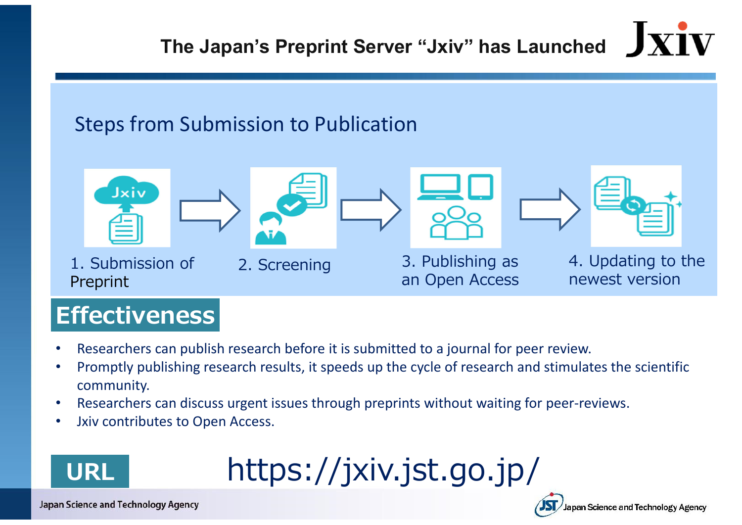# The Japan's Preprint Server "Jxiv" has Launched

Jxiv

## Steps from Submission to Publication

1. Submission of Preprint → 2. Screening → 3. Publishing as an Open Access → 4. Updating to the newest version

## Effectiveness

- Researchers can publish research before it is submitted to a journal for peer review.
- Promptly publishing research results, it speeds up the cycle of research and stimulates the scientific community.
- Researchers can discuss urgent issues through preprints without waiting for peer-reviews.
- Jxiv contributes to Open Access.

**URL** https://jxiv.jst.go.jp/

Japan Science and Technology Agency

JST Japan Science and Technology Agency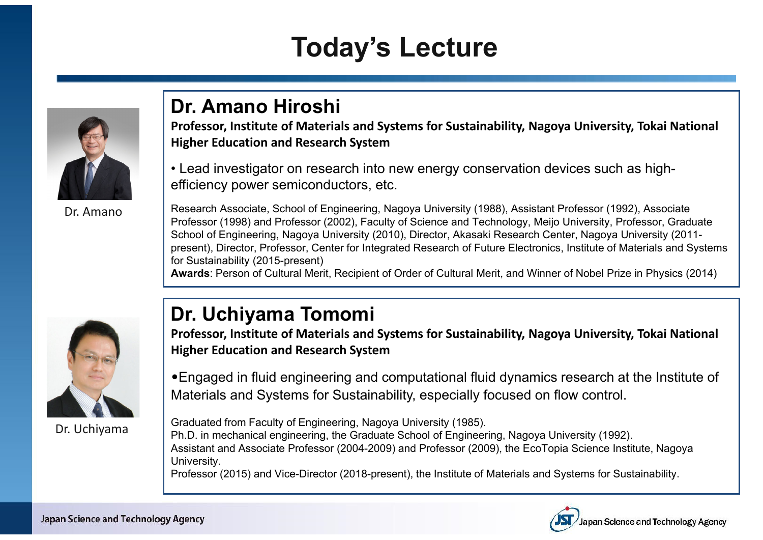# Today's Lecture

Dr. Amano

## Dr. Amano Hiroshi

**Professor, Institute of Materials and Systems for Sustainability, Nagoya University, Tokai National Higher Education and Research System**

- Lead investigator on research into new energy conservation devices such as high-efficiency power semiconductors, etc.

Research Associate, School of Engineering, Nagoya University (1988), Assistant Professor (1992), Associate Professor (1998) and Professor (2002), Faculty of Science and Technology, Meijo University, Professor, Graduate School of Engineering, Nagoya University (2010), Director, Akasaki Research Center, Nagoya University (2011-present), Director, Professor, Center for Integrated Research of Future Electronics, Institute of Materials and Systems for Sustainability (2015-present)
**Awards**: Person of Cultural Merit, Recipient of Order of Cultural Merit, and Winner of Nobel Prize in Physics (2014)

Dr. Uchiyama

## Dr. Uchiyama Tomomi

**Professor, Institute of Materials and Systems for Sustainability, Nagoya University, Tokai National Higher Education and Research System**

- Engaged in fluid engineering and computational fluid dynamics research at the Institute of Materials and Systems for Sustainability, especially focused on flow control.

Graduated from Faculty of Engineering, Nagoya University (1985).
Ph.D. in mechanical engineering, the Graduate School of Engineering, Nagoya University (1992).
Assistant and Associate Professor (2004-2009) and Professor (2009), the EcoTopia Science Institute, Nagoya University.
Professor (2015) and Vice-Director (2018-present), the Institute of Materials and Systems for Sustainability.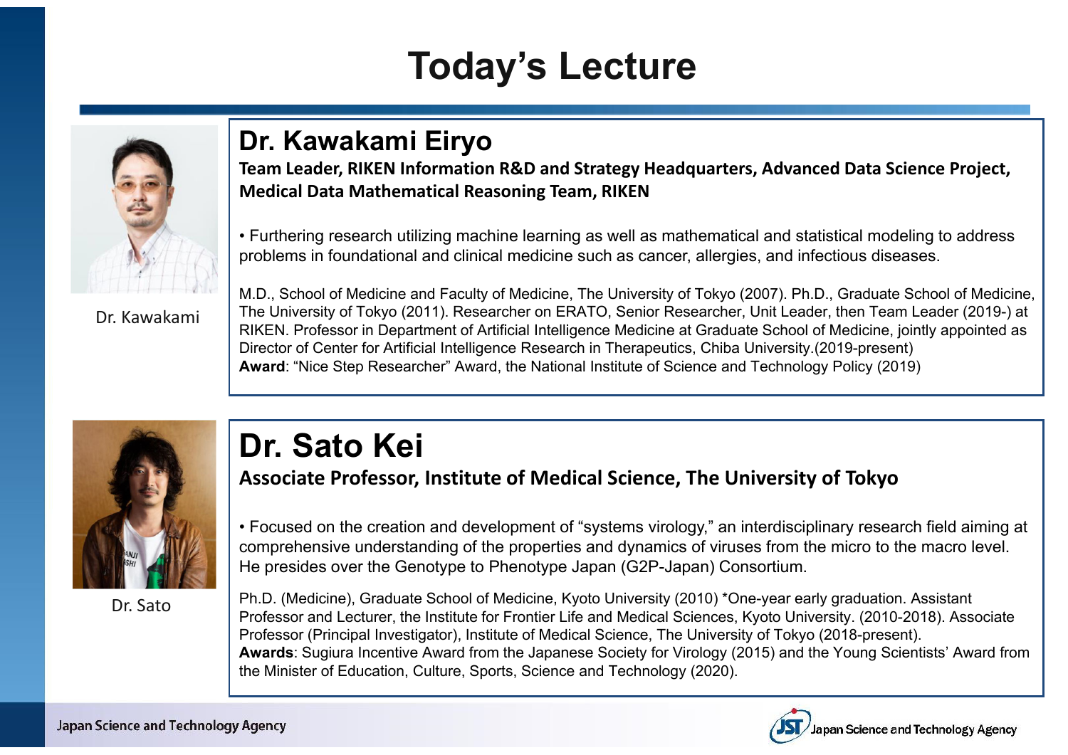# Today's Lecture

Dr. Kawakami

## Dr. Kawakami Eiryo

**Team Leader, RIKEN Information R&D and Strategy Headquarters, Advanced Data Science Project, Medical Data Mathematical Reasoning Team, RIKEN**

- Furthering research utilizing machine learning as well as mathematical and statistical modeling to address problems in foundational and clinical medicine such as cancer, allergies, and infectious diseases.

M.D., School of Medicine and Faculty of Medicine, The University of Tokyo (2007). Ph.D., Graduate School of Medicine, The University of Tokyo (2011). Researcher on ERATO, Senior Researcher, Unit Leader, then Team Leader (2019-) at RIKEN. Professor in Department of Artificial Intelligence Medicine at Graduate School of Medicine, jointly appointed as Director of Center for Artificial Intelligence Research in Therapeutics, Chiba University.(2019-present)
**Award**: "Nice Step Researcher" Award, the National Institute of Science and Technology Policy (2019)

Dr. Sato

## Dr. Sato Kei

**Associate Professor, Institute of Medical Science, The University of Tokyo**

- Focused on the creation and development of "systems virology," an interdisciplinary research field aiming at comprehensive understanding of the properties and dynamics of viruses from the micro to the macro level. He presides over the Genotype to Phenotype Japan (G2P-Japan) Consortium.

Ph.D. (Medicine), Graduate School of Medicine, Kyoto University (2010) *One-year early graduation. Assistant Professor and Lecturer, the Institute for Frontier Life and Medical Sciences, Kyoto University. (2010-2018). Associate Professor (Principal Investigator), Institute of Medical Science, The University of Tokyo (2018-present).
**Awards**: Sugiura Incentive Award from the Japanese Society for Virology (2015) and the Young Scientists' Award from the Minister of Education, Culture, Sports, Science and Technology (2020).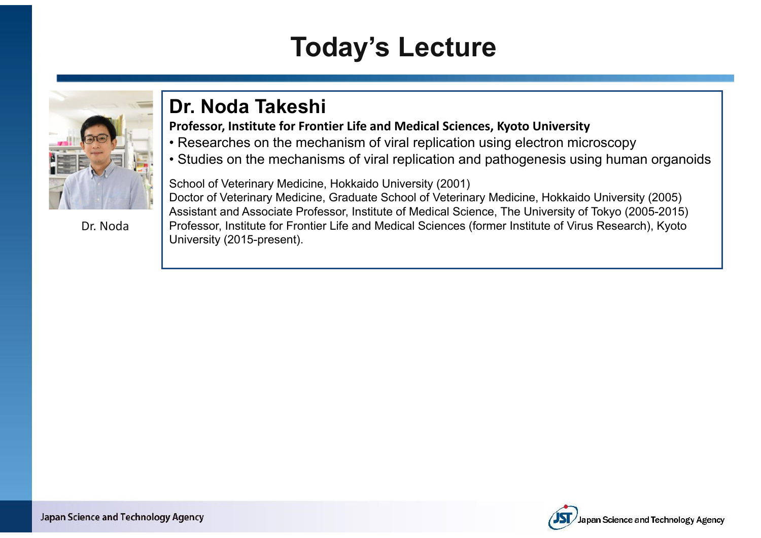# Today's Lecture

Dr. Noda

## Dr. Noda Takeshi

**Professor, Institute for Frontier Life and Medical Sciences, Kyoto University**

- Researches on the mechanism of viral replication using electron microscopy
- Studies on the mechanisms of viral replication and pathogenesis using human organoids

School of Veterinary Medicine, Hokkaido University (2001)
Doctor of Veterinary Medicine, Graduate School of Veterinary Medicine, Hokkaido University (2005)
Assistant and Associate Professor, Institute of Medical Science, The University of Tokyo (2005-2015)
Professor, Institute for Frontier Life and Medical Sciences (former Institute of Virus Research), Kyoto University (2015-present).